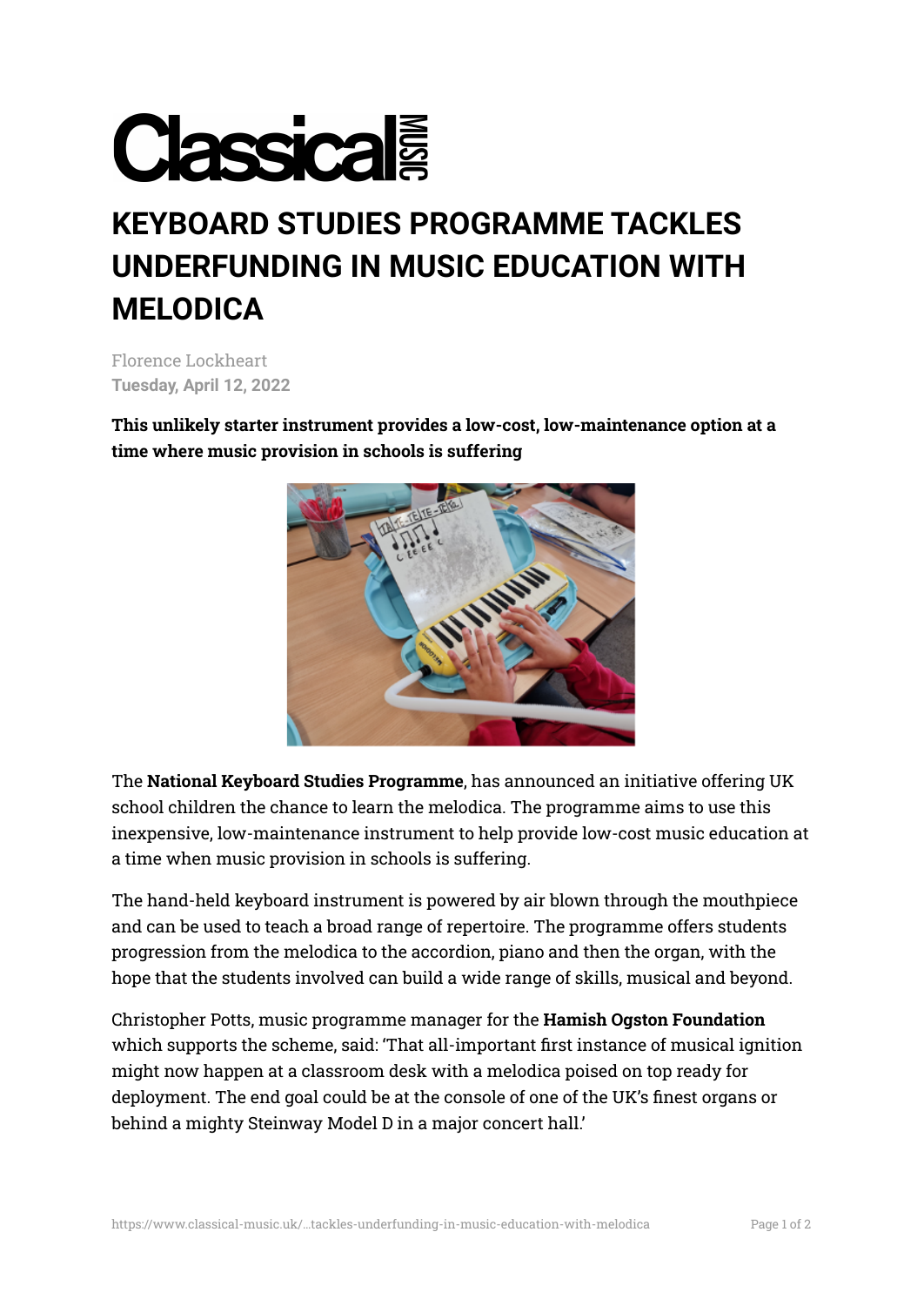Classical MUSIC

# KEYBOARD STUDIES PROGRAMME TACKLES UNDERFUNDING IN MUSIC EDUCATION WITH MELODICA

Florence Lockheart
**Tuesday, April 12, 2022**

**This unlikely starter instrument provides a low-cost, low-maintenance option at a time where music provision in schools is suffering**

The **National Keyboard Studies Programme**, has announced an initiative offering UK school children the chance to learn the melodica. The programme aims to use this inexpensive, low-maintenance instrument to help provide low-cost music education at a time when music provision in schools is suffering.

The hand-held keyboard instrument is powered by air blown through the mouthpiece and can be used to teach a broad range of repertoire. The programme offers students progression from the melodica to the accordion, piano and then the organ, with the hope that the students involved can build a wide range of skills, musical and beyond.

Christopher Potts, music programme manager for the **Hamish Ogston Foundation** which supports the scheme, said: 'That all-important first instance of musical ignition might now happen at a classroom desk with a melodica poised on top ready for deployment. The end goal could be at the console of one of the UK's finest organs or behind a mighty Steinway Model D in a major concert hall.'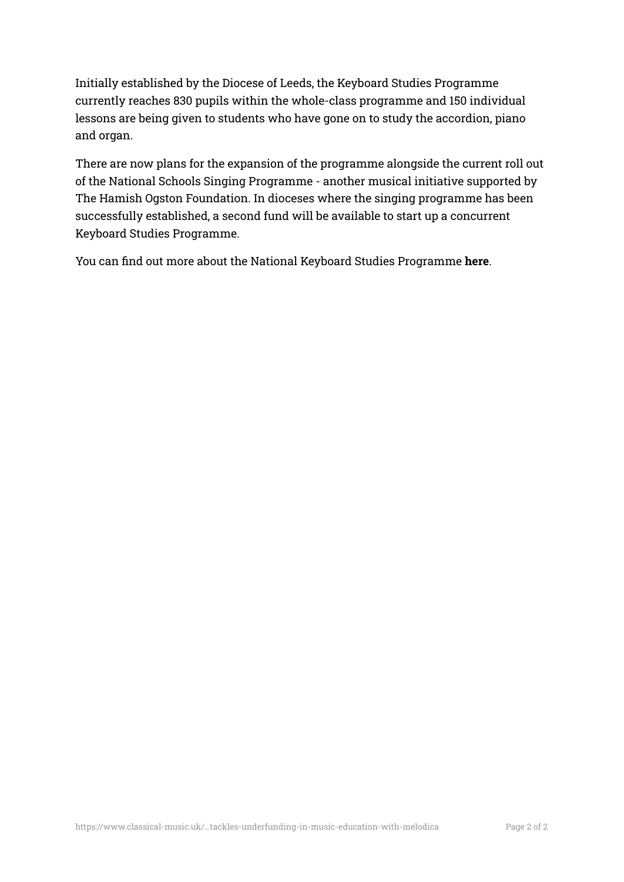Initially established by the Diocese of Leeds, the Keyboard Studies Programme currently reaches 830 pupils within the whole-class programme and 150 individual lessons are being given to students who have gone on to study the accordion, piano and organ.

There are now plans for the expansion of the programme alongside the current roll out of the National Schools Singing Programme - another musical initiative supported by The Hamish Ogston Foundation. In dioceses where the singing programme has been successfully established, a second fund will be available to start up a concurrent Keyboard Studies Programme.

You can find out more about the National Keyboard Studies Programme **here**.